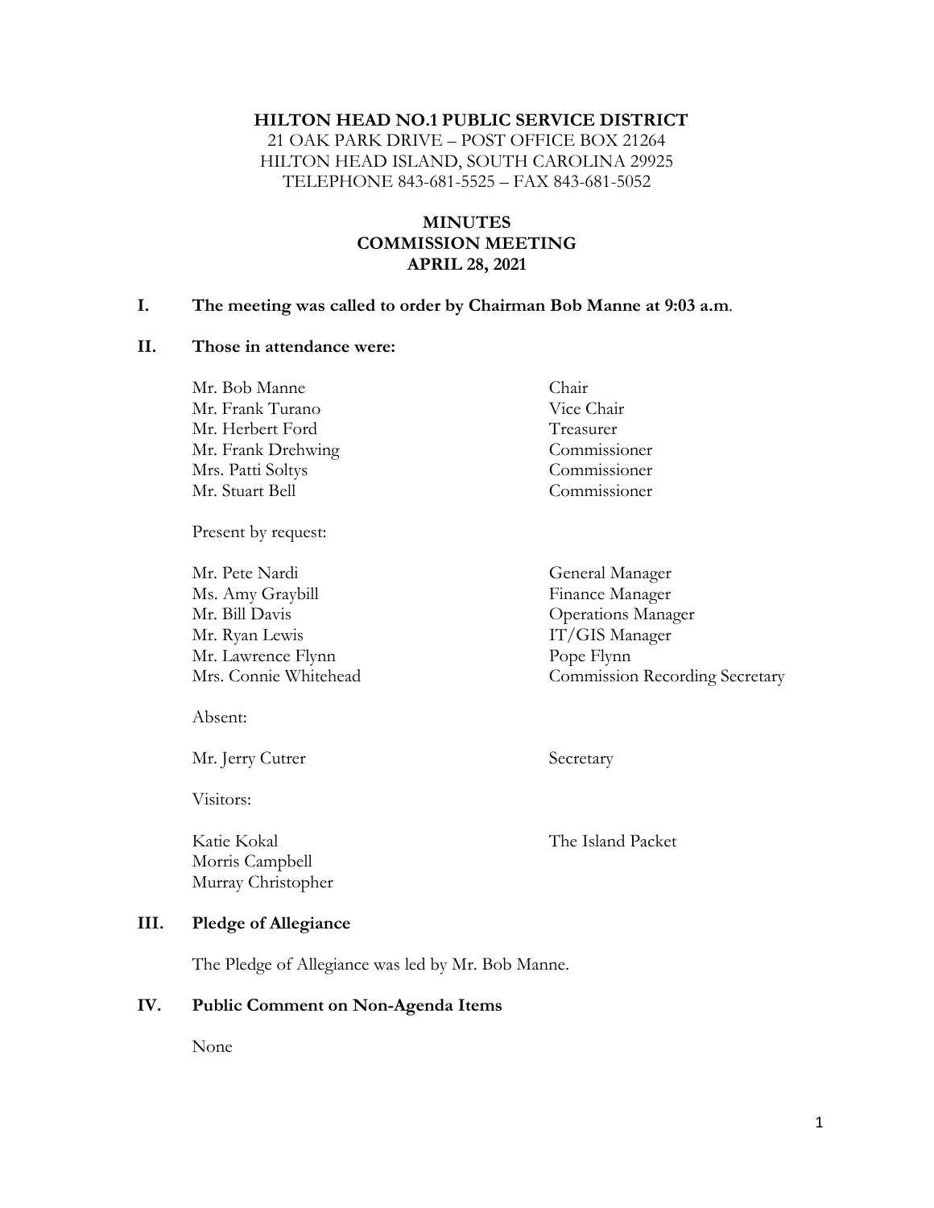**HILTON HEAD NO.1 PUBLIC SERVICE DISTRICT**
21 OAK PARK DRIVE – POST OFFICE BOX 21264
HILTON HEAD ISLAND, SOUTH CAROLINA 29925
TELEPHONE 843-681-5525 – FAX 843-681-5052

# MINUTES
# COMMISSION MEETING
# APRIL 28, 2021

## I. The meeting was called to order by Chairman Bob Manne at 9:03 a.m.

## II. Those in attendance were:

| | |
|---|---|
| Mr. Bob Manne | Chair |
| Mr. Frank Turano | Vice Chair |
| Mr. Herbert Ford | Treasurer |
| Mr. Frank Drehwing | Commissioner |
| Mrs. Patti Soltys | Commissioner |
| Mr. Stuart Bell | Commissioner |

Present by request:

| | |
|---|---|
| Mr. Pete Nardi | General Manager |
| Ms. Amy Graybill | Finance Manager |
| Mr. Bill Davis | Operations Manager |
| Mr. Ryan Lewis | IT/GIS Manager |
| Mr. Lawrence Flynn | Pope Flynn |
| Mrs. Connie Whitehead | Commission Recording Secretary |

Absent:

| | |
|---|---|
| Mr. Jerry Cutrer | Secretary |

Visitors:

| | |
|---|---|
| Katie Kokal | The Island Packet |
| Morris Campbell | |
| Murray Christopher | |

## III. Pledge of Allegiance

The Pledge of Allegiance was led by Mr. Bob Manne.

## IV. Public Comment on Non-Agenda Items

None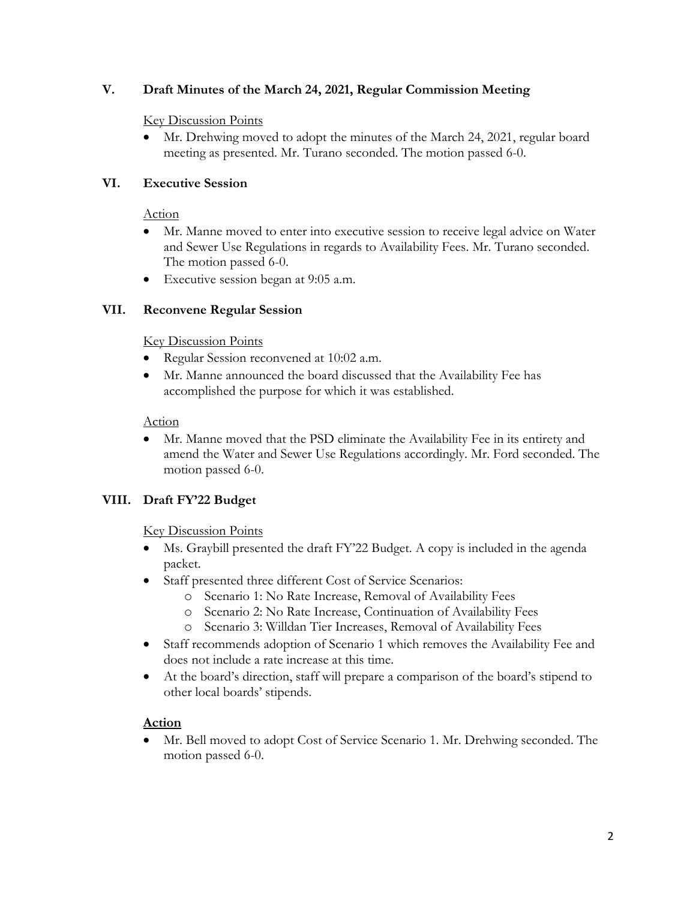## V. Draft Minutes of the March 24, 2021, Regular Commission Meeting

Key Discussion Points

- Mr. Drehwing moved to adopt the minutes of the March 24, 2021, regular board meeting as presented. Mr. Turano seconded. The motion passed 6-0.

## VI. Executive Session

Action

- Mr. Manne moved to enter into executive session to receive legal advice on Water and Sewer Use Regulations in regards to Availability Fees. Mr. Turano seconded. The motion passed 6-0.
- Executive session began at 9:05 a.m.

## VII. Reconvene Regular Session

Key Discussion Points

- Regular Session reconvened at 10:02 a.m.
- Mr. Manne announced the board discussed that the Availability Fee has accomplished the purpose for which it was established.

Action

- Mr. Manne moved that the PSD eliminate the Availability Fee in its entirety and amend the Water and Sewer Use Regulations accordingly. Mr. Ford seconded. The motion passed 6-0.

## VIII. Draft FY'22 Budget

Key Discussion Points

- Ms. Graybill presented the draft FY'22 Budget. A copy is included in the agenda packet.
- Staff presented three different Cost of Service Scenarios:
  - Scenario 1: No Rate Increase, Removal of Availability Fees
  - Scenario 2: No Rate Increase, Continuation of Availability Fees
  - Scenario 3: Willdan Tier Increases, Removal of Availability Fees
- Staff recommends adoption of Scenario 1 which removes the Availability Fee and does not include a rate increase at this time.
- At the board's direction, staff will prepare a comparison of the board's stipend to other local boards' stipends.

**Action**

- Mr. Bell moved to adopt Cost of Service Scenario 1. Mr. Drehwing seconded. The motion passed 6-0.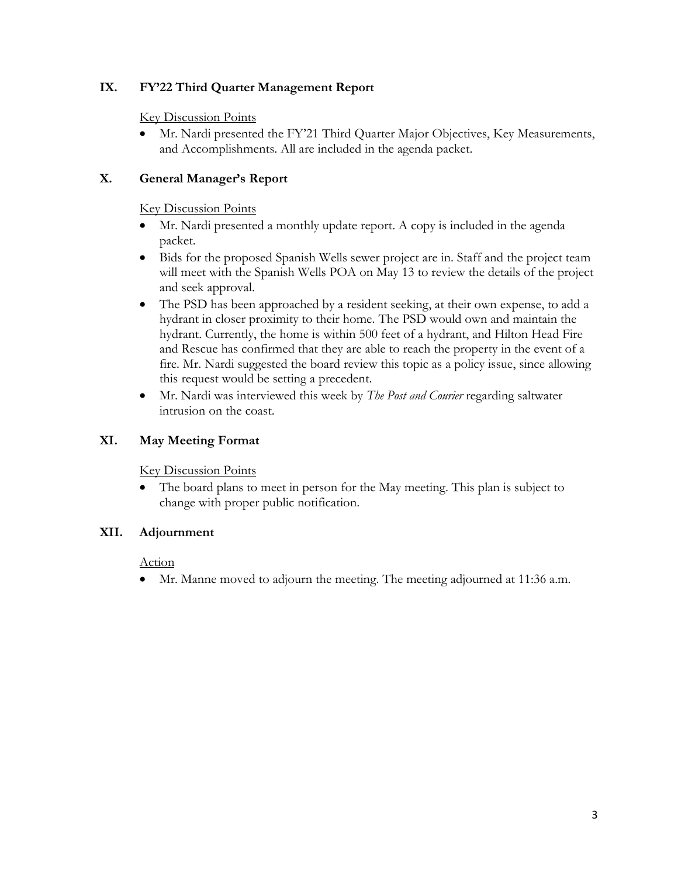## IX. FY'22 Third Quarter Management Report

Key Discussion Points

- Mr. Nardi presented the FY'21 Third Quarter Major Objectives, Key Measurements, and Accomplishments. All are included in the agenda packet.

## X. General Manager's Report

Key Discussion Points

- Mr. Nardi presented a monthly update report. A copy is included in the agenda packet.
- Bids for the proposed Spanish Wells sewer project are in. Staff and the project team will meet with the Spanish Wells POA on May 13 to review the details of the project and seek approval.
- The PSD has been approached by a resident seeking, at their own expense, to add a hydrant in closer proximity to their home. The PSD would own and maintain the hydrant. Currently, the home is within 500 feet of a hydrant, and Hilton Head Fire and Rescue has confirmed that they are able to reach the property in the event of a fire. Mr. Nardi suggested the board review this topic as a policy issue, since allowing this request would be setting a precedent.
- Mr. Nardi was interviewed this week by *The Post and Courier* regarding saltwater intrusion on the coast.

## XI. May Meeting Format

Key Discussion Points

- The board plans to meet in person for the May meeting. This plan is subject to change with proper public notification.

## XII. Adjournment

Action

- Mr. Manne moved to adjourn the meeting. The meeting adjourned at 11:36 a.m.